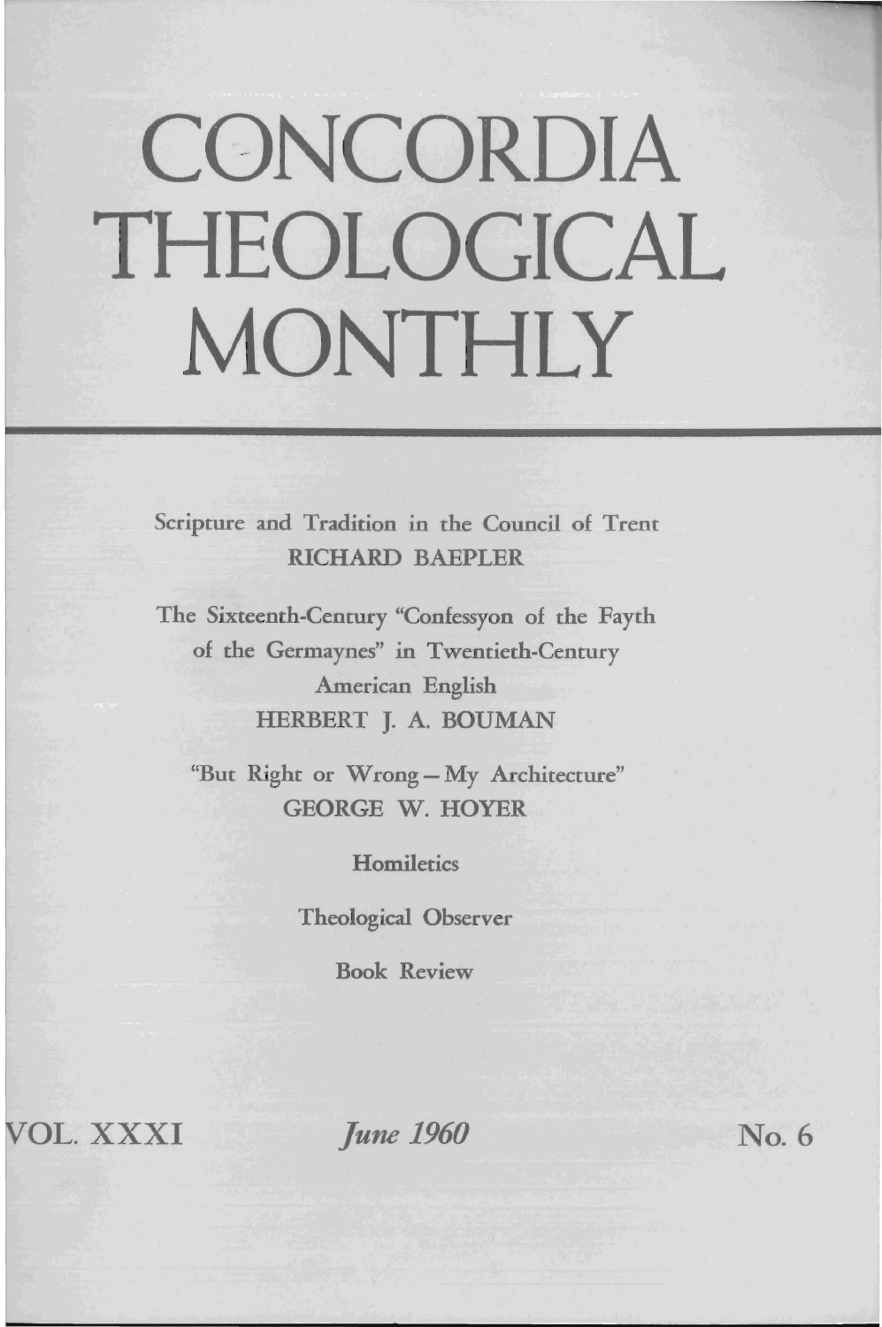# CONCORDIA THEOLOGICAL MONTHLY

Scripture and Tradition in the Council of Trent
RICHARD BAEPLER

The Sixteenth-Century "Confessyon of the Fayth of the Germaynes" in Twentieth-Century American English
HERBERT J. A. BOUMAN

"But Right or Wrong — My Architecture"
GEORGE W. HOYER

Homiletics

Theological Observer

Book Review

VOL. XXXI *June 1960* No. 6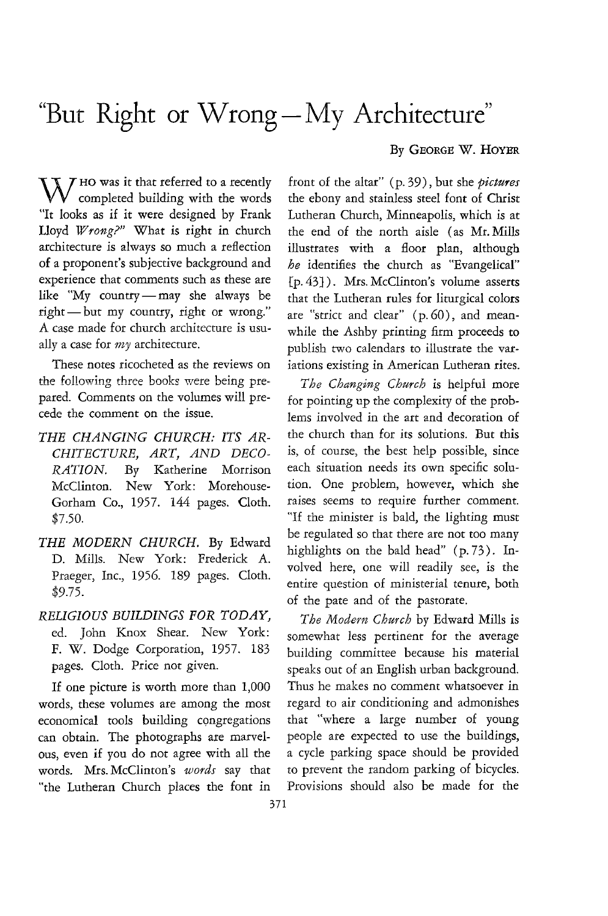# "But Right or Wrong — My Architecture"

By GEORGE W. HOYER

WHO was it that referred to a recently completed building with the words "It looks as if it were designed by Frank Lloyd *Wrong?*" What is right in church architecture is always so much a reflection of a proponent's subjective background and experience that comments such as these are like "My country — may she always be right — but my country, right or wrong." A case made for church architecture is usually a case for *my* architecture.

These notes ricocheted as the reviews on the following three books were being prepared. Comments on the volumes will precede the comment on the issue.

*THE CHANGING CHURCH: ITS ARCHITECTURE, ART, AND DECORATION.* By Katherine Morrison McClinton. New York: Morehouse-Gorham Co., 1957. 144 pages. Cloth. $7.50.

*THE MODERN CHURCH.* By Edward D. Mills. New York: Frederick A. Praeger, Inc., 1956. 189 pages. Cloth. $9.75.

*RELIGIOUS BUILDINGS FOR TODAY,* ed. John Knox Shear. New York: F. W. Dodge Corporation, 1957. 183 pages. Cloth. Price not given.

If one picture is worth more than 1,000 words, these volumes are among the most economical tools building congregations can obtain. The photographs are marvelous, even if you do not agree with all the words. Mrs. McClinton's *words* say that "the Lutheran Church places the font in front of the altar" (p. 39), but she *pictures* the ebony and stainless steel font of Christ Lutheran Church, Minneapolis, which is at the end of the north aisle (as Mr. Mills illustrates with a floor plan, although *he* identifies the church as "Evangelical" [p. 43]). Mrs. McClinton's volume asserts that the Lutheran rules for liturgical colors are "strict and clear" (p. 60), and meanwhile the Ashby printing firm proceeds to publish two calendars to illustrate the variations existing in American Lutheran rites.

*The Changing Church* is helpful more for pointing up the complexity of the problems involved in the art and decoration of the church than for its solutions. But this is, of course, the best help possible, since each situation needs its own specific solution. One problem, however, which she raises seems to require further comment. "If the minister is bald, the lighting must be regulated so that there are not too many highlights on the bald head" (p. 73). Involved here, one will readily see, is the entire question of ministerial tenure, both of the pate and of the pastorate.

*The Modern Church* by Edward Mills is somewhat less pertinent for the average building committee because his material speaks out of an English urban background. Thus he makes no comment whatsoever in regard to air conditioning and admonishes that "where a large number of young people are expected to use the buildings, a cycle parking space should be provided to prevent the random parking of bicycles. Provisions should also be made for the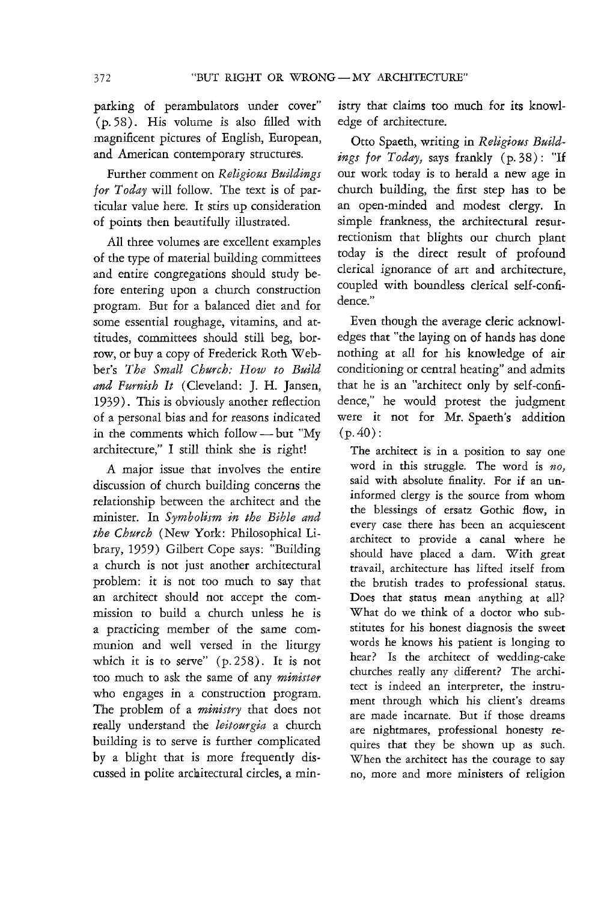parking of perambulators under cover" (p. 58). His volume is also filled with magnificent pictures of English, European, and American contemporary structures.

Further comment on *Religious Buildings for Today* will follow. The text is of particular value here. It stirs up consideration of points then beautifully illustrated.

All three volumes are excellent examples of the type of material building committees and entire congregations should study before entering upon a church construction program. But for a balanced diet and for some essential roughage, vitamins, and attitudes, committees should still beg, borrow, or buy a copy of Frederick Roth Webber's *The Small Church: How to Build and Furnish It* (Cleveland: J. H. Jansen, 1939). This is obviously another reflection of a personal bias and for reasons indicated in the comments which follow — but "My architecture," I still think she is right!

A major issue that involves the entire discussion of church building concerns the relationship between the architect and the minister. In *Symbolism in the Bible and the Church* (New York: Philosophical Library, 1959) Gilbert Cope says: "Building a church is not just another architectural problem: it is not too much to say that an architect should not accept the commission to build a church unless he is a practicing member of the same communion and well versed in the liturgy which it is to serve" (p. 258). It is not too much to ask the same of any *minister* who engages in a construction program. The problem of a *ministry* that does not really understand the *leitourgia* a church building is to serve is further complicated by a blight that is more frequently discussed in polite architectural circles, a ministry that claims too much for its knowledge of architecture.

Otto Spaeth, writing in *Religious Buildings for Today*, says frankly (p. 38): "If our work today is to herald a new age in church building, the first step has to be an open-minded and modest clergy. In simple frankness, the architectural resurrectionism that blights our church plant today is the direct result of profound clerical ignorance of art and architecture, coupled with boundless clerical self-confidence."

Even though the average cleric acknowledges that "the laying on of hands has done nothing at all for his knowledge of air conditioning or central heating" and admits that he is an "architect only by self-confidence," he would protest the judgment were it not for Mr. Spaeth's addition (p. 40):

> The architect is in a position to say one word in this struggle. The word is *no*, said with absolute finality. For if an uninformed clergy is the source from whom the blessings of ersatz Gothic flow, in every case there has been an acquiescent architect to provide a canal where he should have placed a dam. With great travail, architecture has lifted itself from the brutish trades to professional status. Does that status mean anything at all? What do we think of a doctor who substitutes for his honest diagnosis the sweet words he knows his patient is longing to hear? Is the architect of wedding-cake churches really any different? The architect is indeed an interpreter, the instrument through which his client's dreams are made incarnate. But if those dreams are nightmares, professional honesty requires that they be shown up as such. When the architect has the courage to say no, more and more ministers of religion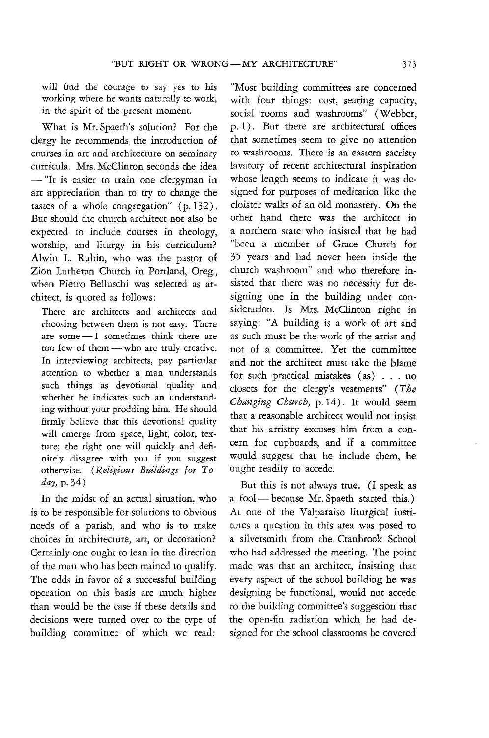will find the courage to say yes to his working where he wants naturally to work, in the spirit of the present moment.

What is Mr. Spaeth's solution? For the clergy he recommends the introduction of courses in art and architecture on seminary curricula. Mrs. McClinton seconds the idea — "It is easier to train one clergyman in art appreciation than to try to change the tastes of a whole congregation" (p. 132). But should the church architect not also be expected to include courses in theology, worship, and liturgy in his curriculum? Alwin L. Rubin, who was the pastor of Zion Lutheran Church in Portland, Oreg., when Pietro Belluschi was selected as architect, is quoted as follows:

> There are architects and architects and choosing between them is not easy. There are some — I sometimes think there are too few of them — who are truly creative. In interviewing architects, pay particular attention to whether a man understands such things as devotional quality and whether he indicates such an understanding without your prodding him. He should firmly believe that this devotional quality will emerge from space, light, color, texture; the right one will quickly and definitely disagree with you if you suggest otherwise. (*Religious Buildings for Today*, p. 34)

In the midst of an actual situation, who is to be responsible for solutions to obvious needs of a parish, and who is to make choices in architecture, art, or decoration? Certainly one ought to lean in the direction of the man who has been trained to qualify. The odds in favor of a successful building operation on this basis are much higher than would be the case if these details and decisions were turned over to the type of building committee of which we read: "Most building committees are concerned with four things: cost, seating capacity, social rooms and washrooms" (Webber, p. 1). But there are architectural offices that sometimes seem to give no attention to washrooms. There is an eastern sacristy lavatory of recent architectural inspiration whose length seems to indicate it was designed for purposes of meditation like the cloister walks of an old monastery. On the other hand there was the architect in a northern state who insisted that he had "been a member of Grace Church for 35 years and had never been inside the church washroom" and who therefore insisted that there was no necessity for designing one in the building under consideration. Is Mrs. McClinton right in saying: "A building is a work of art and as such must be the work of the artist and not of a committee. Yet the committee and not the architect must take the blame for such practical mistakes (as) . . . no closets for the clergy's vestments" (*The Changing Church*, p. 14). It would seem that a reasonable architect would not insist that his artistry excuses him from a concern for cupboards, and if a committee would suggest that he include them, he ought readily to accede.

But this is not always true. (I speak as a fool — because Mr. Spaeth started this.) At one of the Valparaiso liturgical institutes a question in this area was posed to a silversmith from the Cranbrook School who had addressed the meeting. The point made was that an architect, insisting that every aspect of the school building he was designing be functional, would not accede to the building committee's suggestion that the open-fin radiation which he had designed for the school classrooms be covered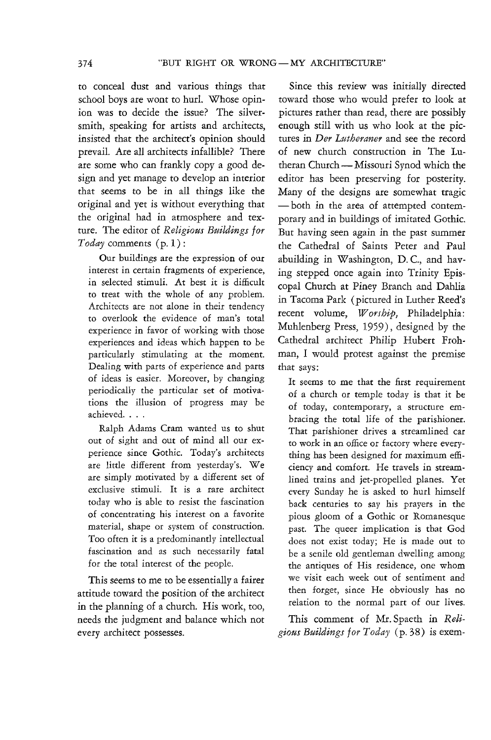to conceal dust and various things that school boys are wont to hurl. Whose opinion was to decide the issue? The silversmith, speaking for artists and architects, insisted that the architect's opinion should prevail. Are all architects infallible? There are some who can frankly copy a good design and yet manage to develop an interior that seems to be in all things like the original and yet is without everything that the original had in atmosphere and texture. The editor of *Religious Buildings for Today* comments (p. 1):

> Our buildings are the expression of our interest in certain fragments of experience, in selected stimuli. At best it is difficult to treat with the whole of any problem. Architects are not alone in their tendency to overlook the evidence of man's total experience in favor of working with those experiences and ideas which happen to be particularly stimulating at the moment. Dealing with parts of experience and parts of ideas is easier. Moreover, by changing periodically the particular set of motivations the illusion of progress may be achieved. . . .
>
> Ralph Adams Cram wanted us to shut out of sight and out of mind all our experience since Gothic. Today's architects are little different from yesterday's. We are simply motivated by a different set of exclusive stimuli. It is a rare architect today who is able to resist the fascination of concentrating his interest on a favorite material, shape or system of construction. Too often it is a predominantly intellectual fascination and as such necessarily fatal for the total interest of the people.

This seems to me to be essentially a fairer attitude toward the position of the architect in the planning of a church. His work, too, needs the judgment and balance which not every architect possesses.

Since this review was initially directed toward those who would prefer to look at pictures rather than read, there are possibly enough still with us who look at the pictures in *Der Lutheraner* and see the record of new church construction in The Lutheran Church — Missouri Synod which the editor has been preserving for posterity. Many of the designs are somewhat tragic — both in the area of attempted contemporary and in buildings of imitated Gothic. But having seen again in the past summer the Cathedral of Saints Peter and Paul abuilding in Washington, D. C., and having stepped once again into Trinity Episcopal Church at Piney Branch and Dahlia in Tacoma Park (pictured in Luther Reed's recent volume, *Worship*, Philadelphia: Muhlenberg Press, 1959), designed by the Cathedral architect Philip Hubert Frohman, I would protest against the premise that says:

> It seems to me that the first requirement of a church or temple today is that it be of today, contemporary, a structure embracing the total life of the parishioner. That parishioner drives a streamlined car to work in an office or factory where everything has been designed for maximum efficiency and comfort. He travels in streamlined trains and jet-propelled planes. Yet every Sunday he is asked to hurl himself back centuries to say his prayers in the pious gloom of a Gothic or Romanesque past. The queer implication is that God does not exist today; He is made out to be a senile old gentleman dwelling among the antiques of His residence, one whom we visit each week out of sentiment and then forget, since He obviously has no relation to the normal part of our lives.

This comment of Mr. Spaeth in *Religious Buildings for Today* (p. 38) is exem-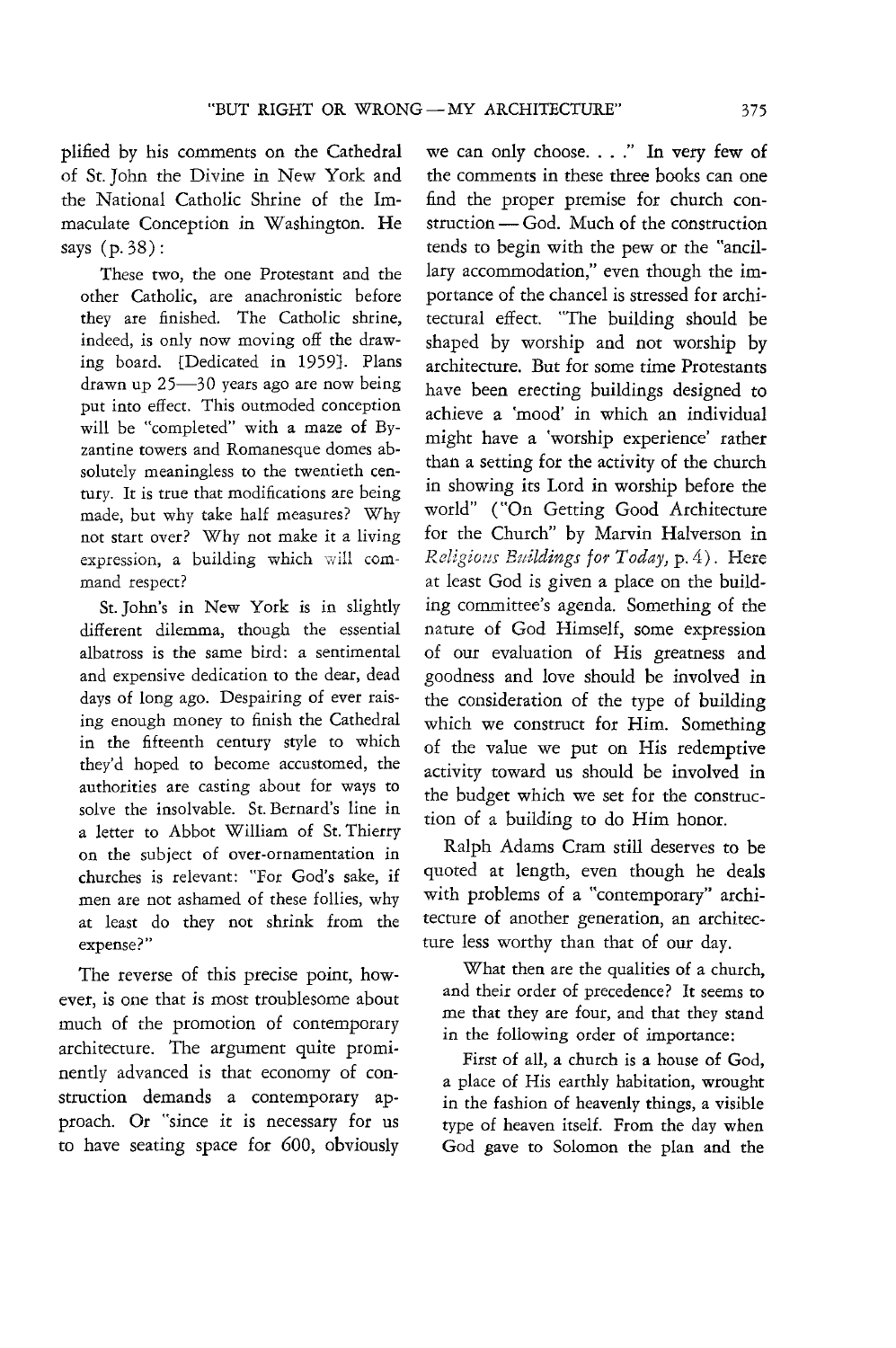plified by his comments on the Cathedral of St. John the Divine in New York and the National Catholic Shrine of the Immaculate Conception in Washington. He says (p. 38):

> These two, the one Protestant and the other Catholic, are anachronistic before they are finished. The Catholic shrine, indeed, is only now moving off the drawing board. [Dedicated in 1959]. Plans drawn up 25—30 years ago are now being put into effect. This outmoded conception will be "completed" with a maze of Byzantine towers and Romanesque domes absolutely meaningless to the twentieth century. It is true that modifications are being made, but why take half measures? Why not start over? Why not make it a living expression, a building which will command respect?
>
> St. John's in New York is in slightly different dilemma, though the essential albatross is the same bird: a sentimental and expensive dedication to the dear, dead days of long ago. Despairing of ever raising enough money to finish the Cathedral in the fifteenth century style to which they'd hoped to become accustomed, the authorities are casting about for ways to solve the insolvable. St. Bernard's line in a letter to Abbot William of St. Thierry on the subject of over-ornamentation in churches is relevant: "For God's sake, if men are not ashamed of these follies, why at least do they not shrink from the expense?"

The reverse of this precise point, however, is one that is most troublesome about much of the promotion of contemporary architecture. The argument quite prominently advanced is that economy of construction demands a contemporary approach. Or "since it is necessary for us to have seating space for 600, obviously we can only choose. . . ." In very few of the comments in these three books can one find the proper premise for church construction — God. Much of the construction tends to begin with the pew or the "ancillary accommodation," even though the importance of the chancel is stressed for architectural effect. "The building should be shaped by worship and not worship by architecture. But for some time Protestants have been erecting buildings designed to achieve a 'mood' in which an individual might have a 'worship experience' rather than a setting for the activity of the church in showing its Lord in worship before the world" ("On Getting Good Architecture for the Church" by Marvin Halverson in *Religious Buildings for Today,* p. 4). Here at least God is given a place on the building committee's agenda. Something of the nature of God Himself, some expression of our evaluation of His greatness and goodness and love should be involved in the consideration of the type of building which we construct for Him. Something of the value we put on His redemptive activity toward us should be involved in the budget which we set for the construction of a building to do Him honor.

Ralph Adams Cram still deserves to be quoted at length, even though he deals with problems of a "contemporary" architecture of another generation, an architecture less worthy than that of our day.

> What then are the qualities of a church, and their order of precedence? It seems to me that they are four, and that they stand in the following order of importance:
>
> First of all, a church is a house of God, a place of His earthly habitation, wrought in the fashion of heavenly things, a visible type of heaven itself. From the day when God gave to Solomon the plan and the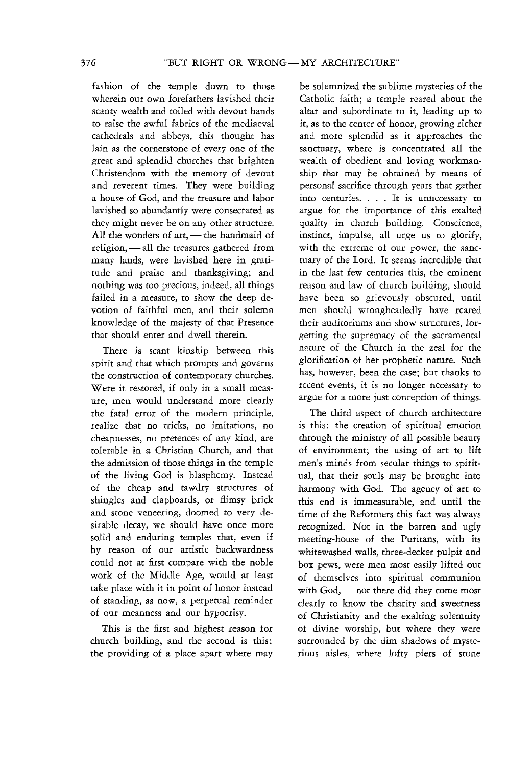fashion of the temple down to those wherein our own forefathers lavished their scanty wealth and toiled with devout hands to raise the awful fabrics of the mediaeval cathedrals and abbeys, this thought has lain as the cornerstone of every one of the great and splendid churches that brighten Christendom with the memory of devout and reverent times. They were building a house of God, and the treasure and labor lavished so abundantly were consecrated as they might never be on any other structure. All the wonders of art, — the handmaid of religion, — all the treasures gathered from many lands, were lavished here in gratitude and praise and thanksgiving; and nothing was too precious, indeed, all things failed in a measure, to show the deep devotion of faithful men, and their solemn knowledge of the majesty of that Presence that should enter and dwell therein.

There is scant kinship between this spirit and that which prompts and governs the construction of contemporary churches. Were it restored, if only in a small measure, men would understand more clearly the fatal error of the modern principle, realize that no tricks, no imitations, no cheapnesses, no pretences of any kind, are tolerable in a Christian Church, and that the admission of those things in the temple of the living God is blasphemy. Instead of the cheap and tawdry structures of shingles and clapboards, or flimsy brick and stone veneering, doomed to very desirable decay, we should have once more solid and enduring temples that, even if by reason of our artistic backwardness could not at first compare with the noble work of the Middle Age, would at least take place with it in point of honor instead of standing, as now, a perpetual reminder of our meanness and our hypocrisy.

This is the first and highest reason for church building, and the second is this: the providing of a place apart where may be solemnized the sublime mysteries of the Catholic faith; a temple reared about the altar and subordinate to it, leading up to it, as to the center of honor, growing richer and more splendid as it approaches the sanctuary, where is concentrated all the wealth of obedient and loving workmanship that may be obtained by means of personal sacrifice through years that gather into centuries. . . . It is unnecessary to argue for the importance of this exalted quality in church building. Conscience, instinct, impulse, all urge us to glorify, with the extreme of our power, the sanctuary of the Lord. It seems incredible that in the last few centuries this, the eminent reason and law of church building, should have been so grievously obscured, until men should wrongheadedly have reared their auditoriums and show structures, forgetting the supremacy of the sacramental nature of the Church in the zeal for the glorification of her prophetic nature. Such has, however, been the case; but thanks to recent events, it is no longer necessary to argue for a more just conception of things.

The third aspect of church architecture is this: the creation of spiritual emotion through the ministry of all possible beauty of environment; the using of art to lift men's minds from secular things to spiritual, that their souls may be brought into harmony with God. The agency of art to this end is immeasurable, and until the time of the Reformers this fact was always recognized. Not in the barren and ugly meeting-house of the Puritans, with its whitewashed walls, three-decker pulpit and box pews, were men most easily lifted out of themselves into spiritual communion with God, — not there did they come most clearly to know the charity and sweetness of Christianity and the exalting solemnity of divine worship, but where they were surrounded by the dim shadows of mysterious aisles, where lofty piers of stone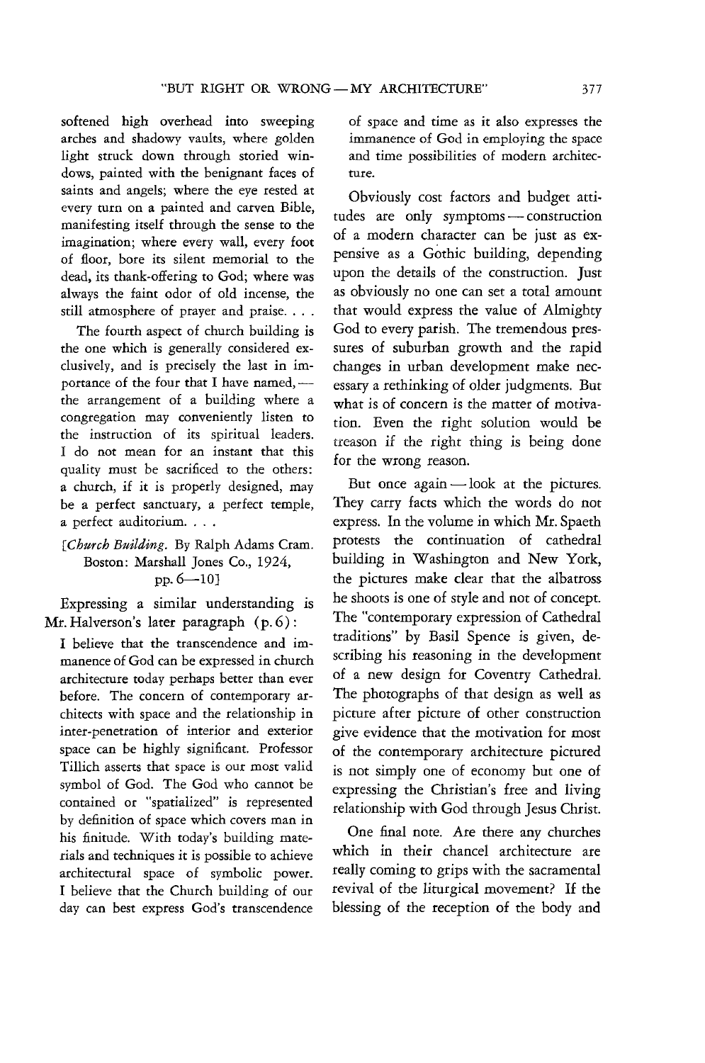softened high overhead into sweeping arches and shadowy vaults, where golden light struck down through storied windows, painted with the benignant faces of saints and angels; where the eye rested at every turn on a painted and carven Bible, manifesting itself through the sense to the imagination; where every wall, every foot of floor, bore its silent memorial to the dead, its thank-offering to God; where was always the faint odor of old incense, the still atmosphere of prayer and praise. . . .

The fourth aspect of church building is the one which is generally considered exclusively, and is precisely the last in importance of the four that I have named, — the arrangement of a building where a congregation may conveniently listen to the instruction of its spiritual leaders. I do not mean for an instant that this quality must be sacrificed to the others: a church, if it is properly designed, may be a perfect sanctuary, a perfect temple, a perfect auditorium. . . .

[*Church Building*. By Ralph Adams Cram. Boston: Marshall Jones Co., 1924, pp. 6—10]

Expressing a similar understanding is Mr. Halverson's later paragraph (p. 6):

I believe that the transcendence and immanence of God can be expressed in church architecture today perhaps better than ever before. The concern of contemporary architects with space and the relationship in inter-penetration of interior and exterior space can be highly significant. Professor Tillich asserts that space is our most valid symbol of God. The God who cannot be contained or "spatialized" is represented by definition of space which covers man in his finitude. With today's building materials and techniques it is possible to achieve architectural space of symbolic power. I believe that the Church building of our day can best express God's transcendence of space and time as it also expresses the immanence of God in employing the space and time possibilities of modern architecture.

Obviously cost factors and budget attitudes are only symptoms — construction of a modern character can be just as expensive as a Gothic building, depending upon the details of the construction. Just as obviously no one can set a total amount that would express the value of Almighty God to every parish. The tremendous pressures of suburban growth and the rapid changes in urban development make necessary a rethinking of older judgments. But what is of concern is the matter of motivation. Even the right solution would be treason if the right thing is being done for the wrong reason.

But once again — look at the pictures. They carry facts which the words do not express. In the volume in which Mr. Spaeth protests the continuation of cathedral building in Washington and New York, the pictures make clear that the albatross he shoots is one of style and not of concept. The "contemporary expression of Cathedral traditions" by Basil Spence is given, describing his reasoning in the development of a new design for Coventry Cathedral. The photographs of that design as well as picture after picture of other construction give evidence that the motivation for most of the contemporary architecture pictured is not simply one of economy but one of expressing the Christian's free and living relationship with God through Jesus Christ.

One final note. Are there any churches which in their chancel architecture are really coming to grips with the sacramental revival of the liturgical movement? If the blessing of the reception of the body and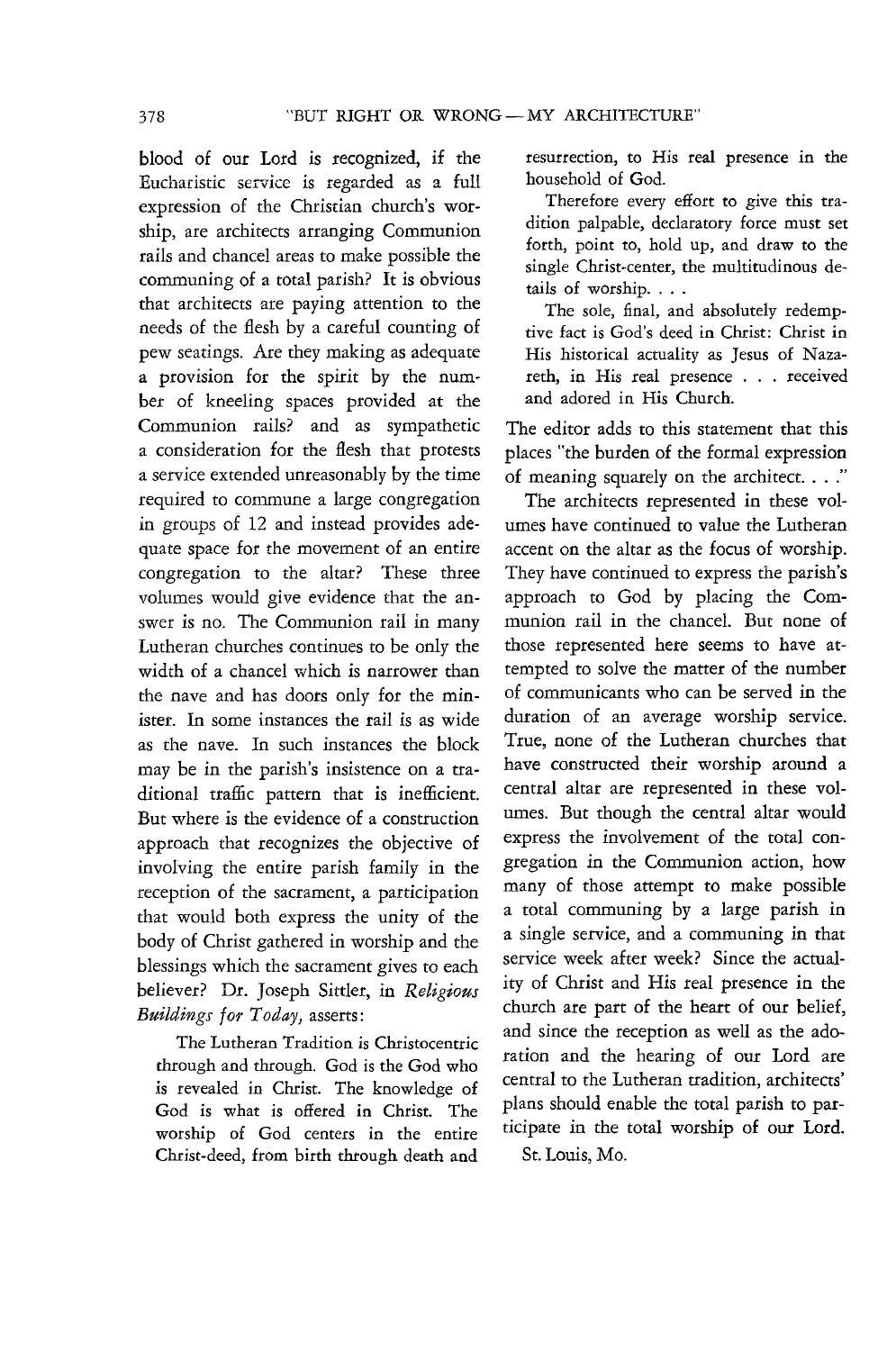blood of our Lord is recognized, if the Eucharistic service is regarded as a full expression of the Christian church's worship, are architects arranging Communion rails and chancel areas to make possible the communing of a total parish? It is obvious that architects are paying attention to the needs of the flesh by a careful counting of pew seatings. Are they making as adequate a provision for the spirit by the number of kneeling spaces provided at the Communion rails? and as sympathetic a consideration for the flesh that protests a service extended unreasonably by the time required to commune a large congregation in groups of 12 and instead provides adequate space for the movement of an entire congregation to the altar? These three volumes would give evidence that the answer is no. The Communion rail in many Lutheran churches continues to be only the width of a chancel which is narrower than the nave and has doors only for the minister. In some instances the rail is as wide as the nave. In such instances the block may be in the parish's insistence on a traditional traffic pattern that is inefficient. But where is the evidence of a construction approach that recognizes the objective of involving the entire parish family in the reception of the sacrament, a participation that would both express the unity of the body of Christ gathered in worship and the blessings which the sacrament gives to each believer? Dr. Joseph Sittler, in *Religious Buildings for Today,* asserts:

> The Lutheran Tradition is Christocentric through and through. God is the God who is revealed in Christ. The knowledge of God is what is offered in Christ. The worship of God centers in the entire Christ-deed, from birth through death and resurrection, to His real presence in the household of God.
>
> Therefore every effort to give this tradition palpable, declaratory force must set forth, point to, hold up, and draw to the single Christ-center, the multitudinous details of worship. . . .
>
> The sole, final, and absolutely redemptive fact is God's deed in Christ: Christ in His historical actuality as Jesus of Nazareth, in His real presence . . . received and adored in His Church.

The editor adds to this statement that this places "the burden of the formal expression of meaning squarely on the architect. . . ."

The architects represented in these volumes have continued to value the Lutheran accent on the altar as the focus of worship. They have continued to express the parish's approach to God by placing the Communion rail in the chancel. But none of those represented here seems to have attempted to solve the matter of the number of communicants who can be served in the duration of an average worship service. True, none of the Lutheran churches that have constructed their worship around a central altar are represented in these volumes. But though the central altar would express the involvement of the total congregation in the Communion action, how many of those attempt to make possible a total communing by a large parish in a single service, and a communing in that service week after week? Since the actuality of Christ and His real presence in the church are part of the heart of our belief, and since the reception as well as the adoration and the hearing of our Lord are central to the Lutheran tradition, architects' plans should enable the total parish to participate in the total worship of our Lord.

St. Louis, Mo.